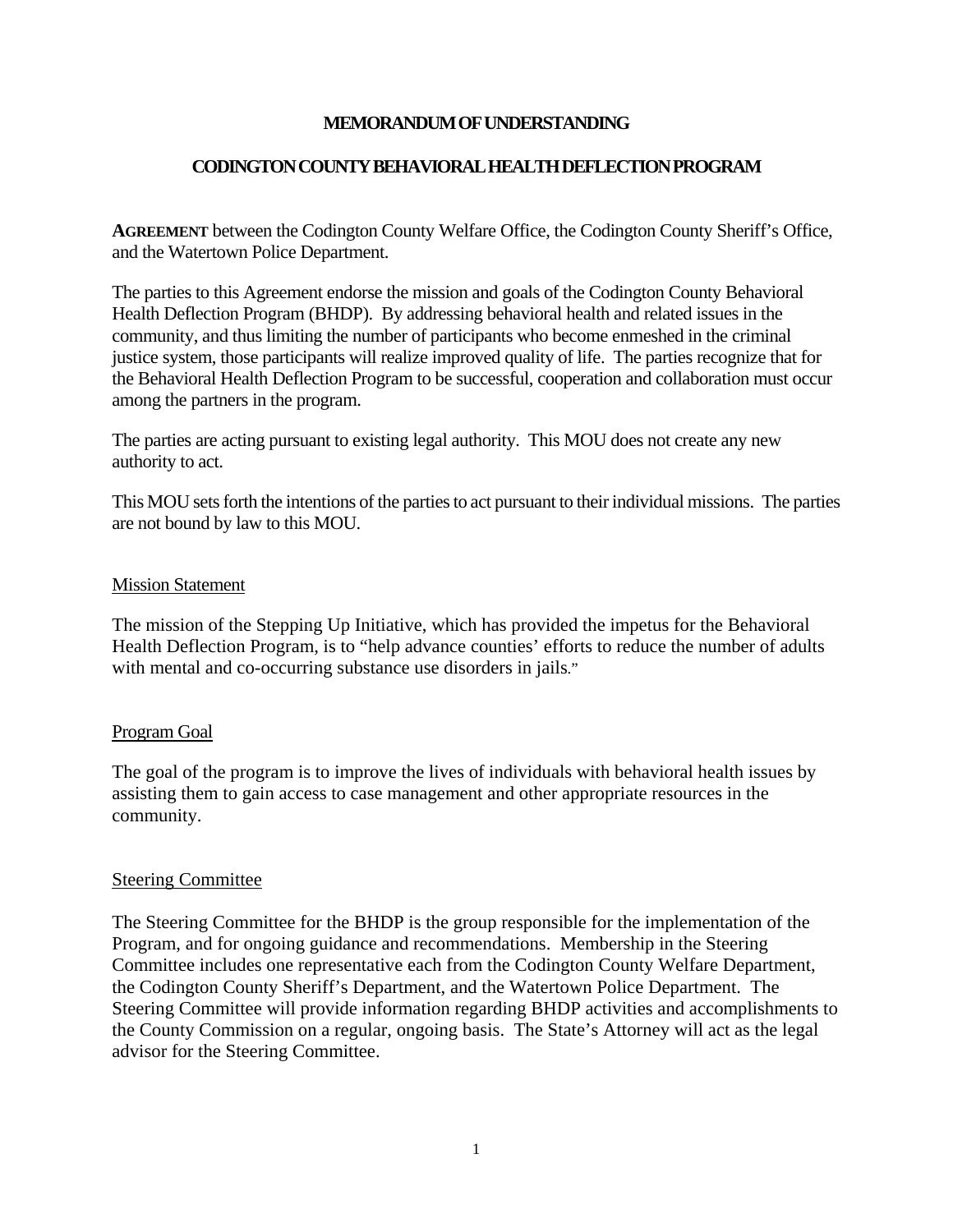# MEMORANDUM OF UNDERSTANDING

## CODINGTON COUNTY BEHAVIORAL HEALTH DEFLECTION PROGRAM

**AGREEMENT** between the Codington County Welfare Office, the Codington County Sheriff's Office, and the Watertown Police Department.

The parties to this Agreement endorse the mission and goals of the Codington County Behavioral Health Deflection Program (BHDP). By addressing behavioral health and related issues in the community, and thus limiting the number of participants who become enmeshed in the criminal justice system, those participants will realize improved quality of life. The parties recognize that for the Behavioral Health Deflection Program to be successful, cooperation and collaboration must occur among the partners in the program.

The parties are acting pursuant to existing legal authority. This MOU does not create any new authority to act.

This MOU sets forth the intentions of the parties to act pursuant to their individual missions. The parties are not bound by law to this MOU.

### Mission Statement

The mission of the Stepping Up Initiative, which has provided the impetus for the Behavioral Health Deflection Program, is to "help advance counties' efforts to reduce the number of adults with mental and co-occurring substance use disorders in jails."

### Program Goal

The goal of the program is to improve the lives of individuals with behavioral health issues by assisting them to gain access to case management and other appropriate resources in the community.

### Steering Committee

The Steering Committee for the BHDP is the group responsible for the implementation of the Program, and for ongoing guidance and recommendations. Membership in the Steering Committee includes one representative each from the Codington County Welfare Department, the Codington County Sheriff's Department, and the Watertown Police Department. The Steering Committee will provide information regarding BHDP activities and accomplishments to the County Commission on a regular, ongoing basis. The State's Attorney will act as the legal advisor for the Steering Committee.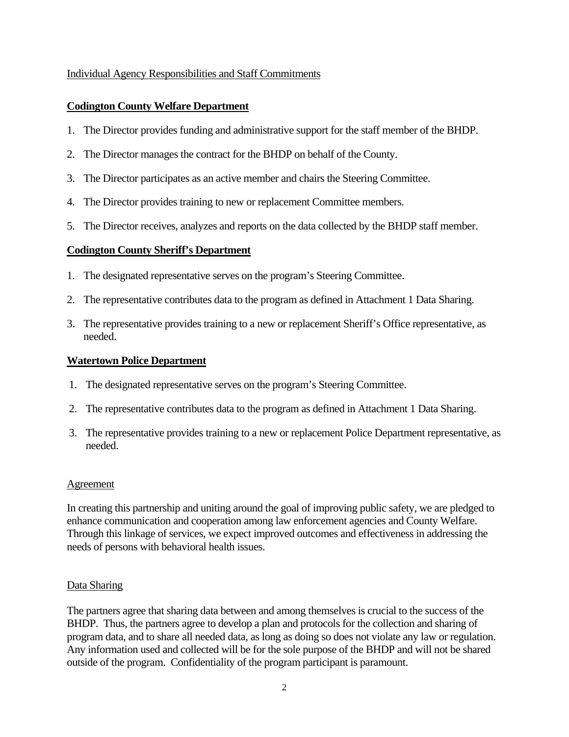Individual Agency Responsibilities and Staff Commitments

**Codington County Welfare Department**

1. The Director provides funding and administrative support for the staff member of the BHDP.
2. The Director manages the contract for the BHDP on behalf of the County.
3. The Director participates as an active member and chairs the Steering Committee.
4. The Director provides training to new or replacement Committee members.
5. The Director receives, analyzes and reports on the data collected by the BHDP staff member.

**Codington County Sheriff's Department**

1. The designated representative serves on the program's Steering Committee.
2. The representative contributes data to the program as defined in Attachment 1 Data Sharing.
3. The representative provides training to a new or replacement Sheriff's Office representative, as needed.

**Watertown Police Department**

1. The designated representative serves on the program's Steering Committee.
2. The representative contributes data to the program as defined in Attachment 1 Data Sharing.
3. The representative provides training to a new or replacement Police Department representative, as needed.

Agreement

In creating this partnership and uniting around the goal of improving public safety, we are pledged to enhance communication and cooperation among law enforcement agencies and County Welfare. Through this linkage of services, we expect improved outcomes and effectiveness in addressing the needs of persons with behavioral health issues.

Data Sharing

The partners agree that sharing data between and among themselves is crucial to the success of the BHDP. Thus, the partners agree to develop a plan and protocols for the collection and sharing of program data, and to share all needed data, as long as doing so does not violate any law or regulation. Any information used and collected will be for the sole purpose of the BHDP and will not be shared outside of the program. Confidentiality of the program participant is paramount.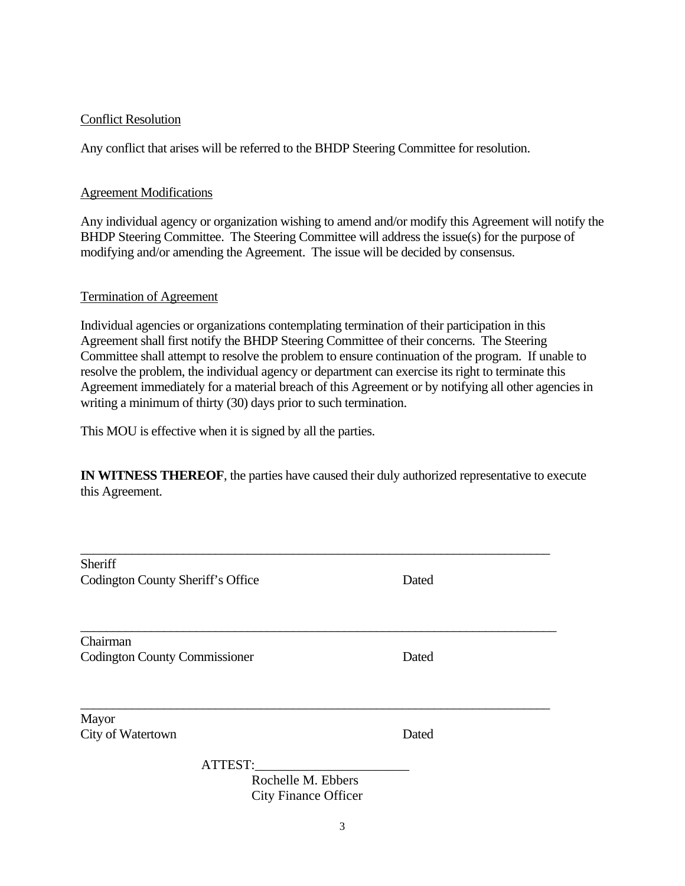Conflict Resolution

Any conflict that arises will be referred to the BHDP Steering Committee for resolution.

Agreement Modifications

Any individual agency or organization wishing to amend and/or modify this Agreement will notify the BHDP Steering Committee. The Steering Committee will address the issue(s) for the purpose of modifying and/or amending the Agreement. The issue will be decided by consensus.

Termination of Agreement

Individual agencies or organizations contemplating termination of their participation in this Agreement shall first notify the BHDP Steering Committee of their concerns. The Steering Committee shall attempt to resolve the problem to ensure continuation of the program. If unable to resolve the problem, the individual agency or department can exercise its right to terminate this Agreement immediately for a material breach of this Agreement or by notifying all other agencies in writing a minimum of thirty (30) days prior to such termination.

This MOU is effective when it is signed by all the parties.

**IN WITNESS THEREOF**, the parties have caused their duly authorized representative to execute this Agreement.

\_\_\_\_\_\_\_\_\_\_\_\_\_\_\_\_\_\_\_\_\_\_\_\_\_\_\_\_\_\_\_\_\_\_\_\_\_\_\_\_\_\_\_\_\_\_\_\_\_\_\_\_\_\_\_\_\_\_\_\_\_\_\_\_\_\_\_\_\_\_
Sheriff
Codington County Sheriff's Office Dated

\_\_\_\_\_\_\_\_\_\_\_\_\_\_\_\_\_\_\_\_\_\_\_\_\_\_\_\_\_\_\_\_\_\_\_\_\_\_\_\_\_\_\_\_\_\_\_\_\_\_\_\_\_\_\_\_\_\_\_\_\_\_\_\_\_\_\_\_\_\_
Chairman
Codington County Commissioner Dated

\_\_\_\_\_\_\_\_\_\_\_\_\_\_\_\_\_\_\_\_\_\_\_\_\_\_\_\_\_\_\_\_\_\_\_\_\_\_\_\_\_\_\_\_\_\_\_\_\_\_\_\_\_\_\_\_\_\_\_\_\_\_\_\_\_\_\_\_\_\_
Mayor
City of Watertown Dated

ATTEST:\_\_\_\_\_\_\_\_\_\_\_\_\_\_\_\_\_\_\_\_\_\_\_
Rochelle M. Ebbers
City Finance Officer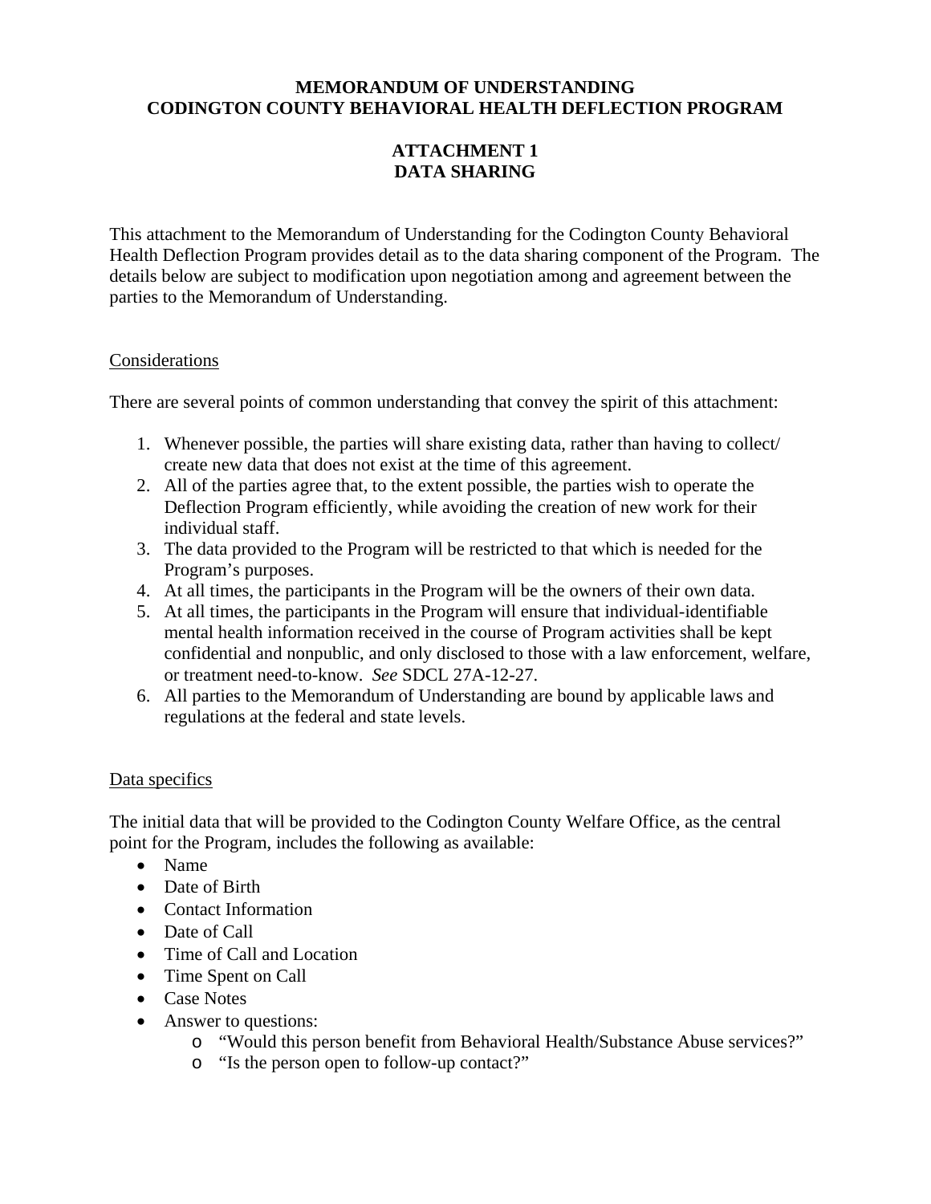**MEMORANDUM OF UNDERSTANDING**
**CODINGTON COUNTY BEHAVIORAL HEALTH DEFLECTION PROGRAM**

**ATTACHMENT 1**
**DATA SHARING**

This attachment to the Memorandum of Understanding for the Codington County Behavioral Health Deflection Program provides detail as to the data sharing component of the Program. The details below are subject to modification upon negotiation among and agreement between the parties to the Memorandum of Understanding.

Considerations

There are several points of common understanding that convey the spirit of this attachment:

1. Whenever possible, the parties will share existing data, rather than having to collect/ create new data that does not exist at the time of this agreement.
2. All of the parties agree that, to the extent possible, the parties wish to operate the Deflection Program efficiently, while avoiding the creation of new work for their individual staff.
3. The data provided to the Program will be restricted to that which is needed for the Program's purposes.
4. At all times, the participants in the Program will be the owners of their own data.
5. At all times, the participants in the Program will ensure that individual-identifiable mental health information received in the course of Program activities shall be kept confidential and nonpublic, and only disclosed to those with a law enforcement, welfare, or treatment need-to-know. *See* SDCL 27A-12-27.
6. All parties to the Memorandum of Understanding are bound by applicable laws and regulations at the federal and state levels.

Data specifics

The initial data that will be provided to the Codington County Welfare Office, as the central point for the Program, includes the following as available:

- Name
- Date of Birth
- Contact Information
- Date of Call
- Time of Call and Location
- Time Spent on Call
- Case Notes
- Answer to questions:
  - "Would this person benefit from Behavioral Health/Substance Abuse services?"
  - "Is the person open to follow-up contact?"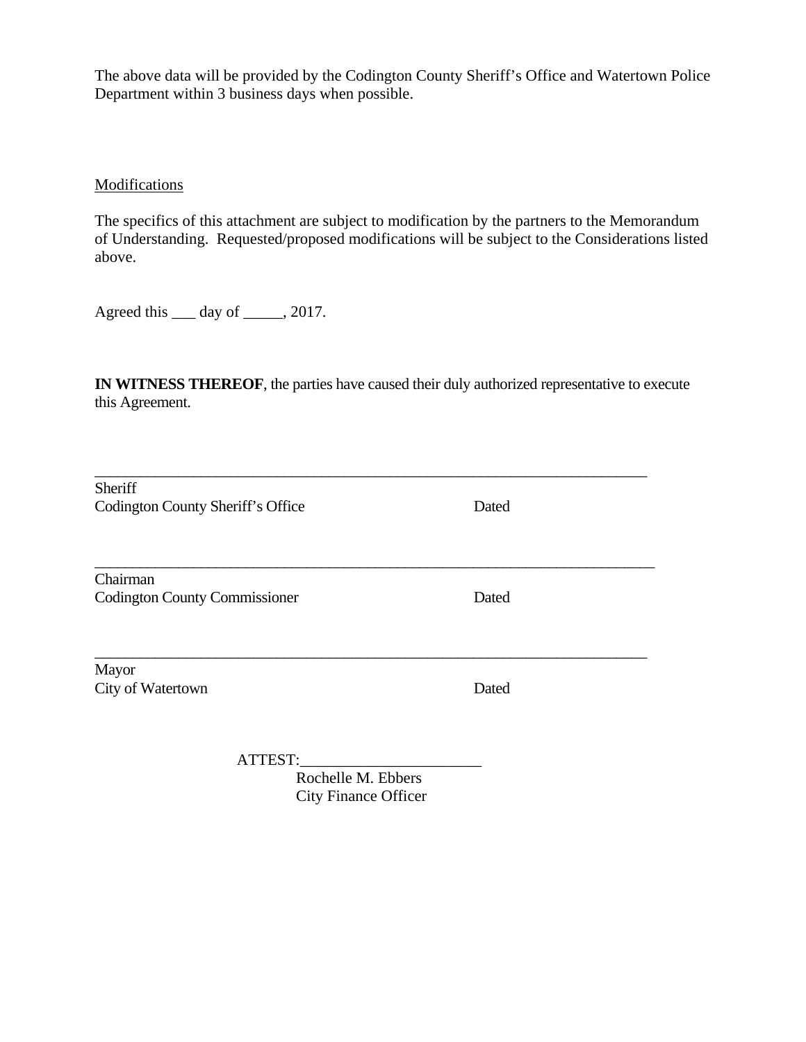The above data will be provided by the Codington County Sheriff's Office and Watertown Police Department within 3 business days when possible.

Modifications

The specifics of this attachment are subject to modification by the partners to the Memorandum of Understanding. Requested/proposed modifications will be subject to the Considerations listed above.

Agreed this ___ day of _____, 2017.

**IN WITNESS THEREOF**, the parties have caused their duly authorized representative to execute this Agreement.

_______________________________________________________________________

Sheriff
Codington County Sheriff's Office Dated

_______________________________________________________________________

Chairman
Codington County Commissioner Dated

_______________________________________________________________________

Mayor
City of Watertown Dated

ATTEST:______________________
Rochelle M. Ebbers
City Finance Officer